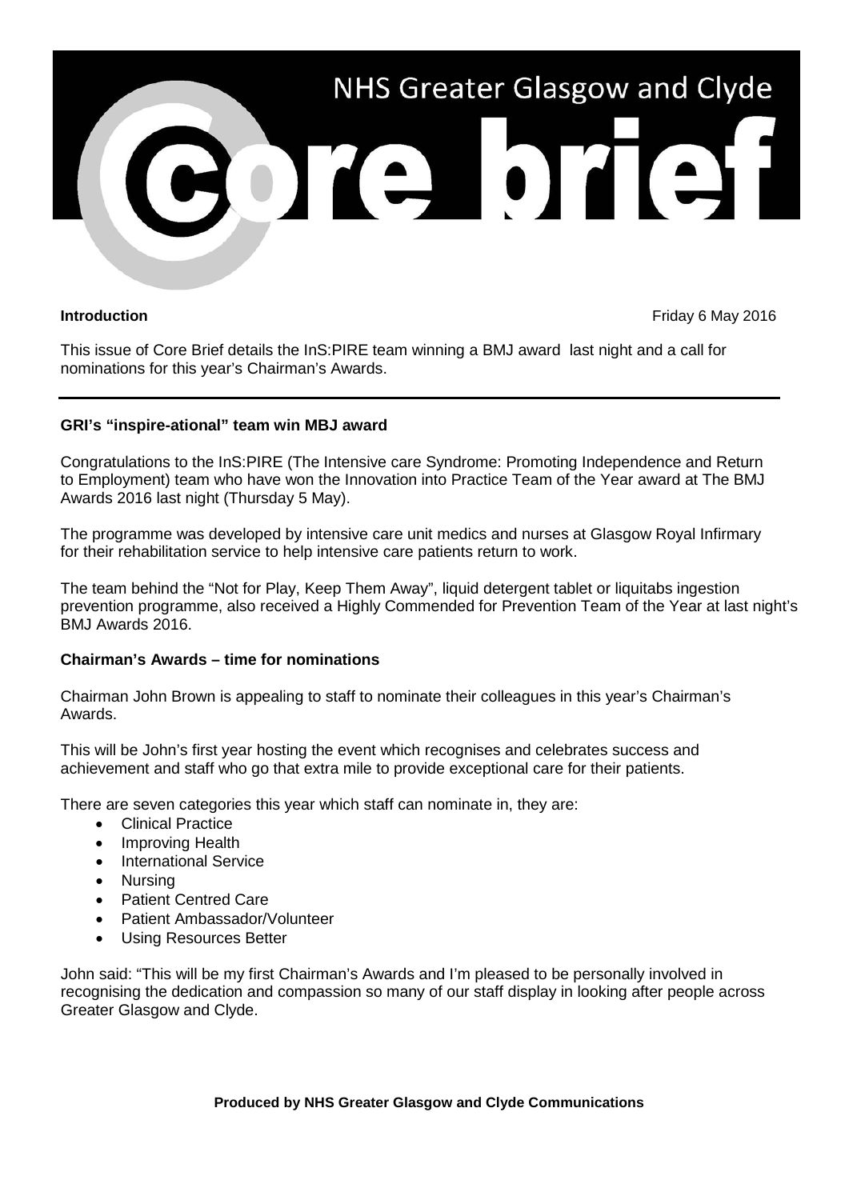# NHS Greater Glasgow and Clyde

# Core brief

**Introduction**

Friday 6 May 2016

This issue of Core Brief details the InS:PIRE team winning a BMJ award last night and a call for nominations for this year's Chairman's Awards.

---

**GRI's "inspire-ational" team win MBJ award**

Congratulations to the InS:PIRE (The Intensive care Syndrome: Promoting Independence and Return to Employment) team who have won the Innovation into Practice Team of the Year award at The BMJ Awards 2016 last night (Thursday 5 May).

The programme was developed by intensive care unit medics and nurses at Glasgow Royal Infirmary for their rehabilitation service to help intensive care patients return to work.

The team behind the "Not for Play, Keep Them Away", liquid detergent tablet or liquitabs ingestion prevention programme, also received a Highly Commended for Prevention Team of the Year at last night's BMJ Awards 2016.

**Chairman's Awards – time for nominations**

Chairman John Brown is appealing to staff to nominate their colleagues in this year's Chairman's Awards.

This will be John's first year hosting the event which recognises and celebrates success and achievement and staff who go that extra mile to provide exceptional care for their patients.

There are seven categories this year which staff can nominate in, they are:

- Clinical Practice
- Improving Health
- International Service
- Nursing
- Patient Centred Care
- Patient Ambassador/Volunteer
- Using Resources Better

John said: "This will be my first Chairman's Awards and I'm pleased to be personally involved in recognising the dedication and compassion so many of our staff display in looking after people across Greater Glasgow and Clyde.

**Produced by NHS Greater Glasgow and Clyde Communications**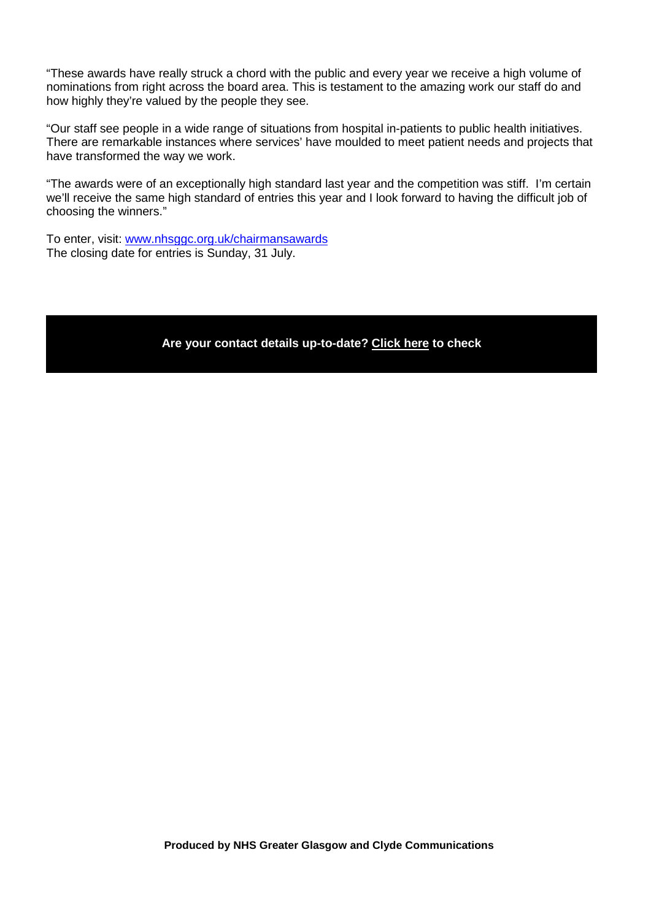"These awards have really struck a chord with the public and every year we receive a high volume of nominations from right across the board area. This is testament to the amazing work our staff do and how highly they're valued by the people they see.

"Our staff see people in a wide range of situations from hospital in-patients to public health initiatives. There are remarkable instances where services' have moulded to meet patient needs and projects that have transformed the way we work.

"The awards were of an exceptionally high standard last year and the competition was stiff.  I'm certain we'll receive the same high standard of entries this year and I look forward to having the difficult job of choosing the winners."

To enter, visit: www.nhsggc.org.uk/chairmansawards
The closing date for entries is Sunday, 31 July.

**Are your contact details up-to-date? Click here to check**

**Produced by NHS Greater Glasgow and Clyde Communications**